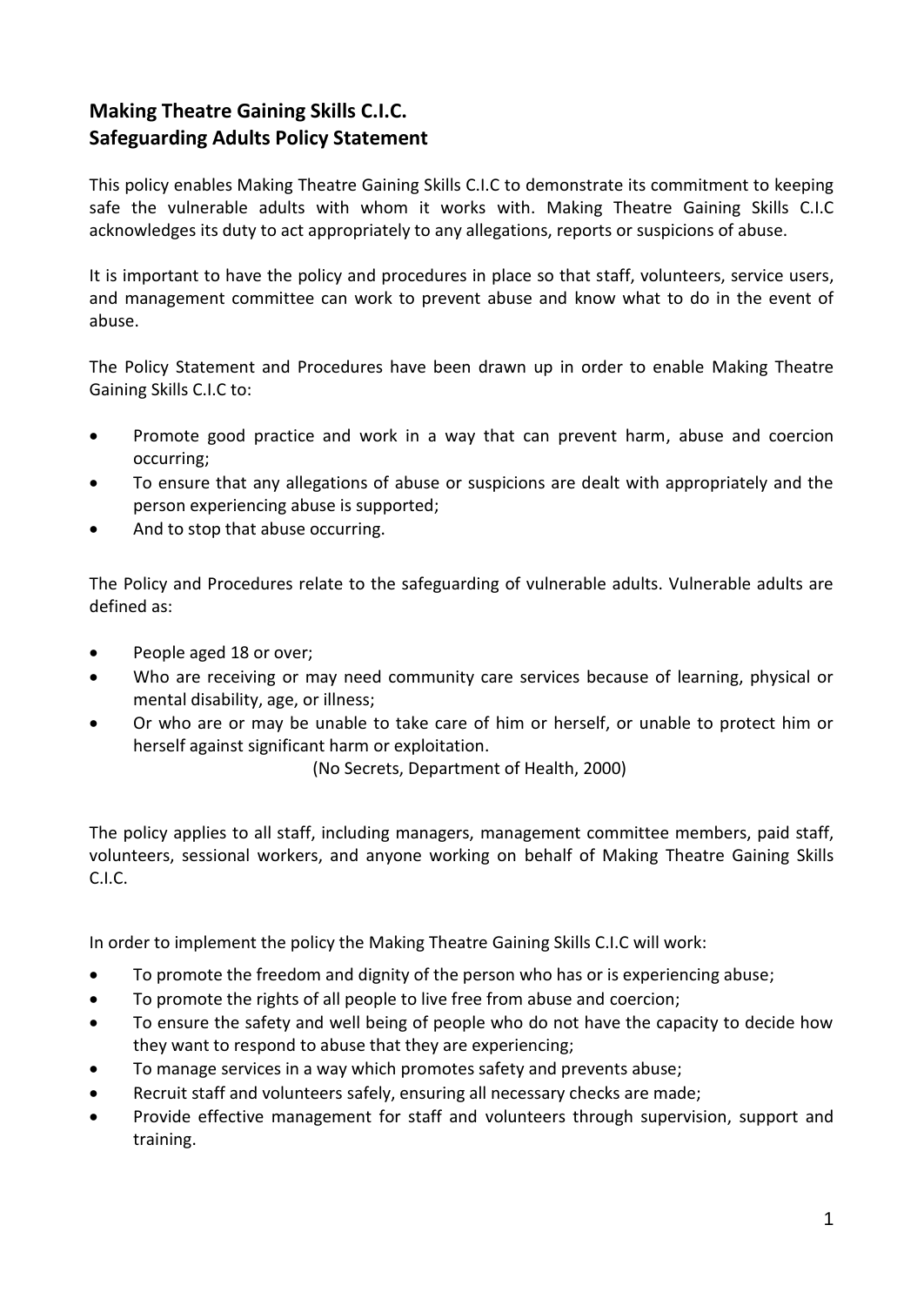# Making Theatre Gaining Skills C.I.C.
# Safeguarding Adults Policy Statement

This policy enables Making Theatre Gaining Skills C.I.C to demonstrate its commitment to keeping safe the vulnerable adults with whom it works with. Making Theatre Gaining Skills C.I.C acknowledges its duty to act appropriately to any allegations, reports or suspicions of abuse.

It is important to have the policy and procedures in place so that staff, volunteers, service users, and management committee can work to prevent abuse and know what to do in the event of abuse.

The Policy Statement and Procedures have been drawn up in order to enable Making Theatre Gaining Skills C.I.C to:

- Promote good practice and work in a way that can prevent harm, abuse and coercion occurring;
- To ensure that any allegations of abuse or suspicions are dealt with appropriately and the person experiencing abuse is supported;
- And to stop that abuse occurring.

The Policy and Procedures relate to the safeguarding of vulnerable adults. Vulnerable adults are defined as:

- People aged 18 or over;
- Who are receiving or may need community care services because of learning, physical or mental disability, age, or illness;
- Or who are or may be unable to take care of him or herself, or unable to protect him or herself against significant harm or exploitation.

(No Secrets, Department of Health, 2000)

The policy applies to all staff, including managers, management committee members, paid staff, volunteers, sessional workers, and anyone working on behalf of Making Theatre Gaining Skills C.I.C.

In order to implement the policy the Making Theatre Gaining Skills C.I.C will work:

- To promote the freedom and dignity of the person who has or is experiencing abuse;
- To promote the rights of all people to live free from abuse and coercion;
- To ensure the safety and well being of people who do not have the capacity to decide how they want to respond to abuse that they are experiencing;
- To manage services in a way which promotes safety and prevents abuse;
- Recruit staff and volunteers safely, ensuring all necessary checks are made;
- Provide effective management for staff and volunteers through supervision, support and training.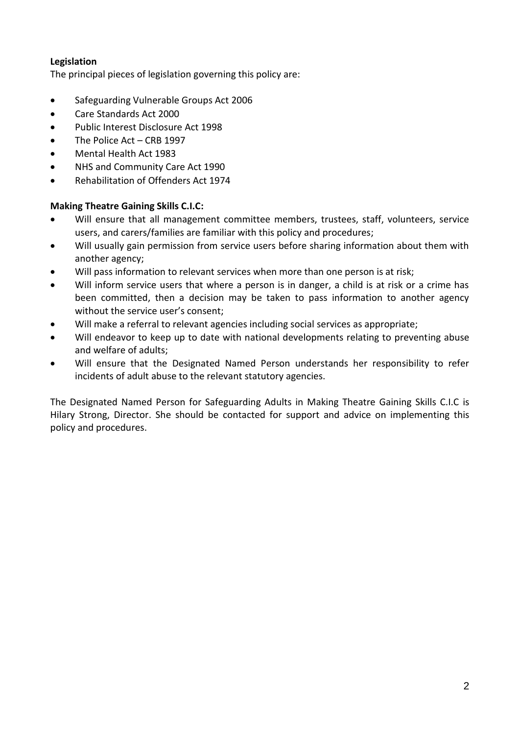**Legislation**

The principal pieces of legislation governing this policy are:

- Safeguarding Vulnerable Groups Act 2006
- Care Standards Act 2000
- Public Interest Disclosure Act 1998
- The Police Act – CRB 1997
- Mental Health Act 1983
- NHS and Community Care Act 1990
- Rehabilitation of Offenders Act 1974

**Making Theatre Gaining Skills C.I.C:**

- Will ensure that all management committee members, trustees, staff, volunteers, service users, and carers/families are familiar with this policy and procedures;
- Will usually gain permission from service users before sharing information about them with another agency;
- Will pass information to relevant services when more than one person is at risk;
- Will inform service users that where a person is in danger, a child is at risk or a crime has been committed, then a decision may be taken to pass information to another agency without the service user's consent;
- Will make a referral to relevant agencies including social services as appropriate;
- Will endeavor to keep up to date with national developments relating to preventing abuse and welfare of adults;
- Will ensure that the Designated Named Person understands her responsibility to refer incidents of adult abuse to the relevant statutory agencies.

The Designated Named Person for Safeguarding Adults in Making Theatre Gaining Skills C.I.C is Hilary Strong, Director. She should be contacted for support and advice on implementing this policy and procedures.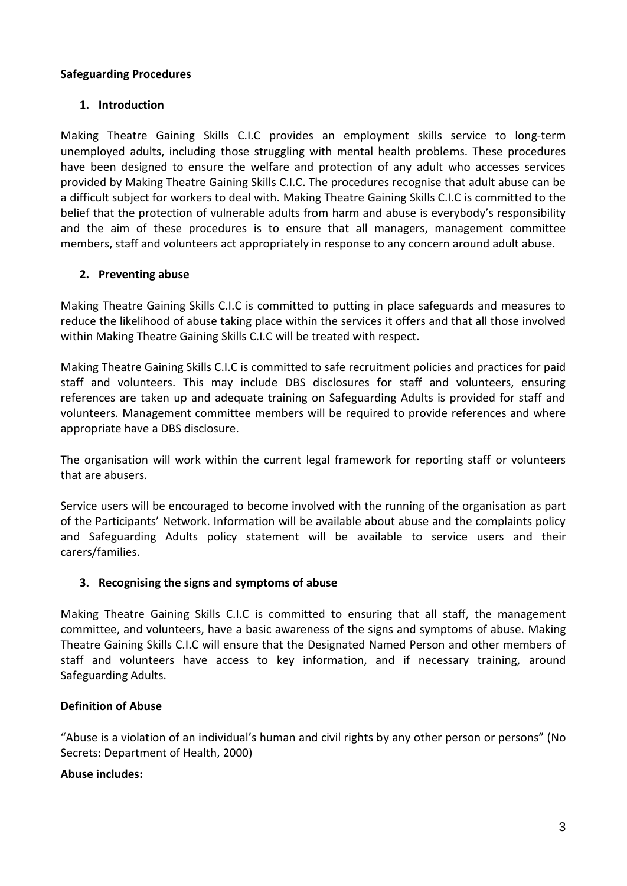**Safeguarding Procedures**

## 1. Introduction

Making Theatre Gaining Skills C.I.C provides an employment skills service to long-term unemployed adults, including those struggling with mental health problems. These procedures have been designed to ensure the welfare and protection of any adult who accesses services provided by Making Theatre Gaining Skills C.I.C. The procedures recognise that adult abuse can be a difficult subject for workers to deal with. Making Theatre Gaining Skills C.I.C is committed to the belief that the protection of vulnerable adults from harm and abuse is everybody's responsibility and the aim of these procedures is to ensure that all managers, management committee members, staff and volunteers act appropriately in response to any concern around adult abuse.

## 2. Preventing abuse

Making Theatre Gaining Skills C.I.C is committed to putting in place safeguards and measures to reduce the likelihood of abuse taking place within the services it offers and that all those involved within Making Theatre Gaining Skills C.I.C will be treated with respect.

Making Theatre Gaining Skills C.I.C is committed to safe recruitment policies and practices for paid staff and volunteers. This may include DBS disclosures for staff and volunteers, ensuring references are taken up and adequate training on Safeguarding Adults is provided for staff and volunteers. Management committee members will be required to provide references and where appropriate have a DBS disclosure.

The organisation will work within the current legal framework for reporting staff or volunteers that are abusers.

Service users will be encouraged to become involved with the running of the organisation as part of the Participants' Network. Information will be available about abuse and the complaints policy and Safeguarding Adults policy statement will be available to service users and their carers/families.

## 3. Recognising the signs and symptoms of abuse

Making Theatre Gaining Skills C.I.C is committed to ensuring that all staff, the management committee, and volunteers, have a basic awareness of the signs and symptoms of abuse. Making Theatre Gaining Skills C.I.C will ensure that the Designated Named Person and other members of staff and volunteers have access to key information, and if necessary training, around Safeguarding Adults.

**Definition of Abuse**

"Abuse is a violation of an individual's human and civil rights by any other person or persons" (No Secrets: Department of Health, 2000)

**Abuse includes:**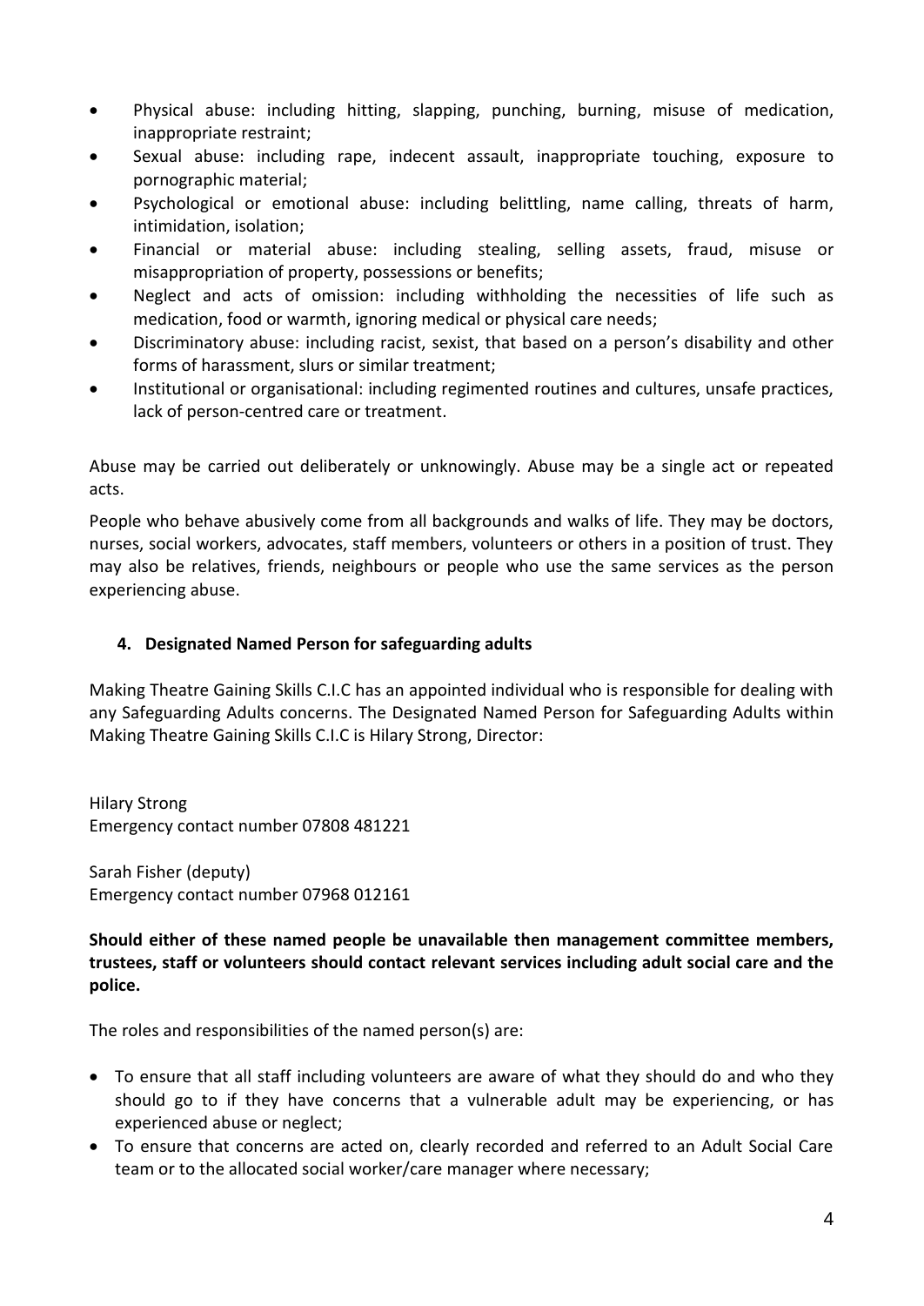- Physical abuse: including hitting, slapping, punching, burning, misuse of medication, inappropriate restraint;
- Sexual abuse: including rape, indecent assault, inappropriate touching, exposure to pornographic material;
- Psychological or emotional abuse: including belittling, name calling, threats of harm, intimidation, isolation;
- Financial or material abuse: including stealing, selling assets, fraud, misuse or misappropriation of property, possessions or benefits;
- Neglect and acts of omission: including withholding the necessities of life such as medication, food or warmth, ignoring medical or physical care needs;
- Discriminatory abuse: including racist, sexist, that based on a person's disability and other forms of harassment, slurs or similar treatment;
- Institutional or organisational: including regimented routines and cultures, unsafe practices, lack of person-centred care or treatment.

Abuse may be carried out deliberately or unknowingly. Abuse may be a single act or repeated acts.

People who behave abusively come from all backgrounds and walks of life. They may be doctors, nurses, social workers, advocates, staff members, volunteers or others in a position of trust. They may also be relatives, friends, neighbours or people who use the same services as the person experiencing abuse.

## 4. Designated Named Person for safeguarding adults

Making Theatre Gaining Skills C.I.C has an appointed individual who is responsible for dealing with any Safeguarding Adults concerns. The Designated Named Person for Safeguarding Adults within Making Theatre Gaining Skills C.I.C is Hilary Strong, Director:

Hilary Strong
Emergency contact number 07808 481221

Sarah Fisher (deputy)
Emergency contact number 07968 012161

**Should either of these named people be unavailable then management committee members, trustees, staff or volunteers should contact relevant services including adult social care and the police.**

The roles and responsibilities of the named person(s) are:

- To ensure that all staff including volunteers are aware of what they should do and who they should go to if they have concerns that a vulnerable adult may be experiencing, or has experienced abuse or neglect;
- To ensure that concerns are acted on, clearly recorded and referred to an Adult Social Care team or to the allocated social worker/care manager where necessary;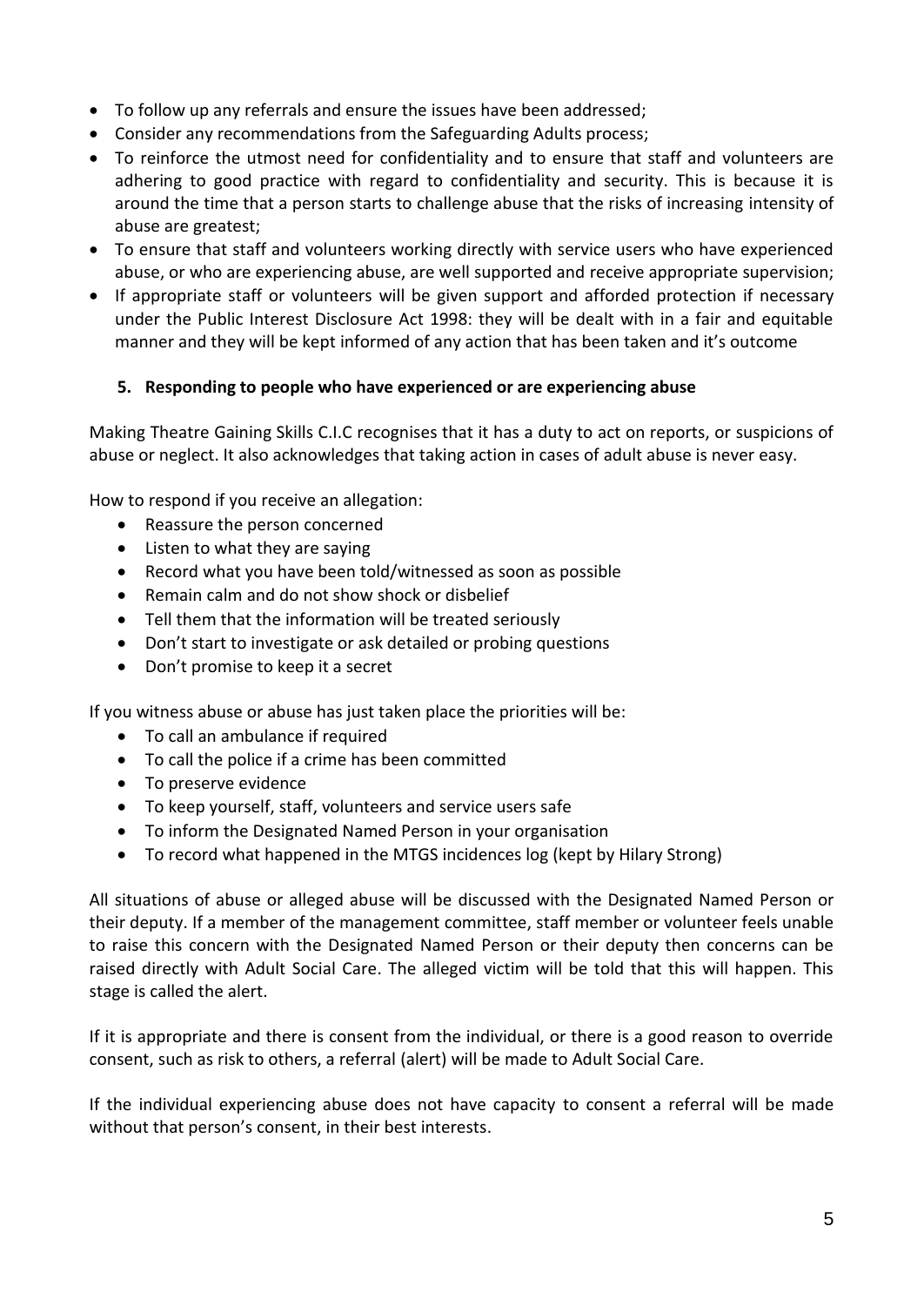- To follow up any referrals and ensure the issues have been addressed;
- Consider any recommendations from the Safeguarding Adults process;
- To reinforce the utmost need for confidentiality and to ensure that staff and volunteers are adhering to good practice with regard to confidentiality and security. This is because it is around the time that a person starts to challenge abuse that the risks of increasing intensity of abuse are greatest;
- To ensure that staff and volunteers working directly with service users who have experienced abuse, or who are experiencing abuse, are well supported and receive appropriate supervision;
- If appropriate staff or volunteers will be given support and afforded protection if necessary under the Public Interest Disclosure Act 1998: they will be dealt with in a fair and equitable manner and they will be kept informed of any action that has been taken and it's outcome

## 5. Responding to people who have experienced or are experiencing abuse

Making Theatre Gaining Skills C.I.C recognises that it has a duty to act on reports, or suspicions of abuse or neglect. It also acknowledges that taking action in cases of adult abuse is never easy.

How to respond if you receive an allegation:

- Reassure the person concerned
- Listen to what they are saying
- Record what you have been told/witnessed as soon as possible
- Remain calm and do not show shock or disbelief
- Tell them that the information will be treated seriously
- Don't start to investigate or ask detailed or probing questions
- Don't promise to keep it a secret

If you witness abuse or abuse has just taken place the priorities will be:

- To call an ambulance if required
- To call the police if a crime has been committed
- To preserve evidence
- To keep yourself, staff, volunteers and service users safe
- To inform the Designated Named Person in your organisation
- To record what happened in the MTGS incidences log (kept by Hilary Strong)

All situations of abuse or alleged abuse will be discussed with the Designated Named Person or their deputy. If a member of the management committee, staff member or volunteer feels unable to raise this concern with the Designated Named Person or their deputy then concerns can be raised directly with Adult Social Care. The alleged victim will be told that this will happen. This stage is called the alert.

If it is appropriate and there is consent from the individual, or there is a good reason to override consent, such as risk to others, a referral (alert) will be made to Adult Social Care.

If the individual experiencing abuse does not have capacity to consent a referral will be made without that person's consent, in their best interests.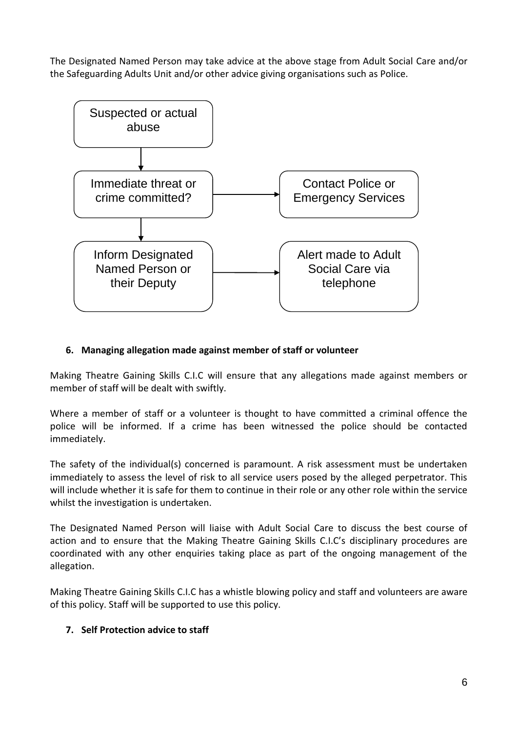The Designated Named Person may take advice at the above stage from Adult Social Care and/or the Safeguarding Adults Unit and/or other advice giving organisations such as Police.

Suspected or actual abuse

Immediate threat or crime committed?

Contact Police or Emergency Services

Inform Designated Named Person or their Deputy

Alert made to Adult Social Care via telephone

### 6. Managing allegation made against member of staff or volunteer

Making Theatre Gaining Skills C.I.C will ensure that any allegations made against members or member of staff will be dealt with swiftly.

Where a member of staff or a volunteer is thought to have committed a criminal offence the police will be informed. If a crime has been witnessed the police should be contacted immediately.

The safety of the individual(s) concerned is paramount. A risk assessment must be undertaken immediately to assess the level of risk to all service users posed by the alleged perpetrator. This will include whether it is safe for them to continue in their role or any other role within the service whilst the investigation is undertaken.

The Designated Named Person will liaise with Adult Social Care to discuss the best course of action and to ensure that the Making Theatre Gaining Skills C.I.C's disciplinary procedures are coordinated with any other enquiries taking place as part of the ongoing management of the allegation.

Making Theatre Gaining Skills C.I.C has a whistle blowing policy and staff and volunteers are aware of this policy. Staff will be supported to use this policy.

### 7. Self Protection advice to staff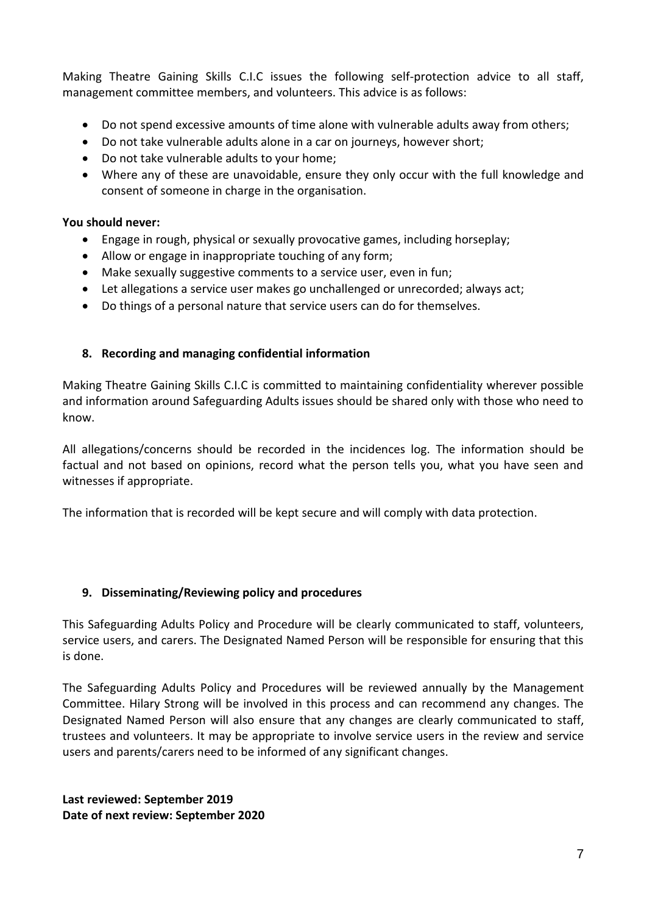Making Theatre Gaining Skills C.I.C issues the following self-protection advice to all staff, management committee members, and volunteers. This advice is as follows:

- Do not spend excessive amounts of time alone with vulnerable adults away from others;
- Do not take vulnerable adults alone in a car on journeys, however short;
- Do not take vulnerable adults to your home;
- Where any of these are unavoidable, ensure they only occur with the full knowledge and consent of someone in charge in the organisation.

**You should never:**

- Engage in rough, physical or sexually provocative games, including horseplay;
- Allow or engage in inappropriate touching of any form;
- Make sexually suggestive comments to a service user, even in fun;
- Let allegations a service user makes go unchallenged or unrecorded; always act;
- Do things of a personal nature that service users can do for themselves.

## 8. Recording and managing confidential information

Making Theatre Gaining Skills C.I.C is committed to maintaining confidentiality wherever possible and information around Safeguarding Adults issues should be shared only with those who need to know.

All allegations/concerns should be recorded in the incidences log. The information should be factual and not based on opinions, record what the person tells you, what you have seen and witnesses if appropriate.

The information that is recorded will be kept secure and will comply with data protection.

## 9. Disseminating/Reviewing policy and procedures

This Safeguarding Adults Policy and Procedure will be clearly communicated to staff, volunteers, service users, and carers. The Designated Named Person will be responsible for ensuring that this is done.

The Safeguarding Adults Policy and Procedures will be reviewed annually by the Management Committee. Hilary Strong will be involved in this process and can recommend any changes. The Designated Named Person will also ensure that any changes are clearly communicated to staff, trustees and volunteers. It may be appropriate to involve service users in the review and service users and parents/carers need to be informed of any significant changes.

**Last reviewed: September 2019**
**Date of next review: September 2020**